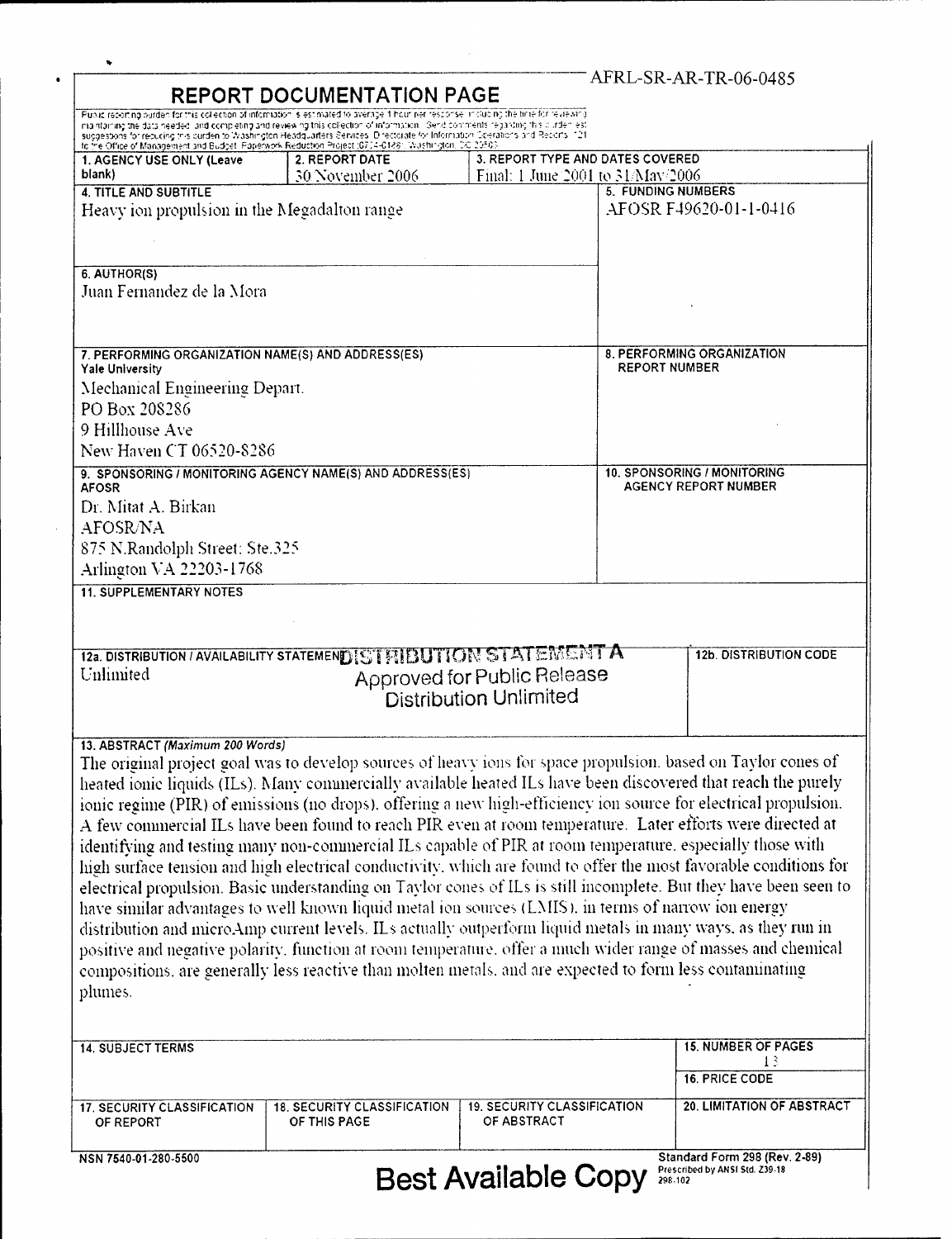AFRL-SR-AR-TR-06-0485

# REPORT DOCUMENTATION PAGE

Public reporting burden for this collection of information is estimated to average 1 hour per response, including the time for reviewing ... maintaining the data needed, and completing and reviewing this collection of information. Send comments regarding this burden est... suggestions for reducing this burden to Washington Headquarters Services, Directorate for Information Operations and Reports, 121... to the Office of Management and Budget, Paperwork Reduction Project (0704-0188), Washington, DC 20503

| 1. AGENCY USE ONLY (Leave blank) | 2. REPORT DATE | 3. REPORT TYPE AND DATES COVERED |
|---|---|---|
| | 30 November 2006 | Final: 1 June 2001 to 31/May/2006 |

**4. TITLE AND SUBTITLE**
Heavy ion propulsion in the Megadalton range

**5. FUNDING NUMBERS**
AFOSR F49620-01-1-0416

**6. AUTHOR(S)**
Juan Fernandez de la Mora

**7. PERFORMING ORGANIZATION NAME(S) AND ADDRESS(ES)**
Yale University
Mechanical Engineering Depart.
PO Box 208286
9 Hillhouse Ave
New Haven CT 06520-8286

**8. PERFORMING ORGANIZATION REPORT NUMBER**

**9. SPONSORING / MONITORING AGENCY NAME(S) AND ADDRESS(ES)**
AFOSR
Dr. Mitat A. Birkan
AFOSR/NA
875 N.Randolph Street; Ste.325
Arlington VA 22203-1768

**10. SPONSORING / MONITORING AGENCY REPORT NUMBER**

**11. SUPPLEMENTARY NOTES**

**12a. DISTRIBUTION / AVAILABILITY STATEMENT**
Unlimited

DISTRIBUTION STATEMENT A
Approved for Public Release
Distribution Unlimited

**12b. DISTRIBUTION CODE**

**13. ABSTRACT (Maximum 200 Words)**
The original project goal was to develop sources of heavy ions for space propulsion, based on Taylor cones of heated ionic liquids (ILs). Many commercially available heated ILs have been discovered that reach the purely ionic regime (PIR) of emissions (no drops), offering a new high-efficiency ion source for electrical propulsion. A few commercial ILs have been found to reach PIR even at room temperature. Later efforts were directed at identifying and testing many non-commercial ILs capable of PIR at room temperature, especially those with high surface tension and high electrical conductivity, which are found to offer the most favorable conditions for electrical propulsion. Basic understanding on Taylor cones of ILs is still incomplete. But they have been seen to have similar advantages to well known liquid metal ion sources (LMIS), in terms of narrow ion energy distribution and microAmp current levels. ILs actually outperform liquid metals in many ways, as they run in positive and negative polarity, function at room temperature, offer a much wider range of masses and chemical compositions, are generally less reactive than molten metals, and are expected to form less contaminating plumes.

| 14. SUBJECT TERMS | 15. NUMBER OF PAGES |
|---|---|
| | 13 |
| | 16. PRICE CODE |

| 17. SECURITY CLASSIFICATION OF REPORT | 18. SECURITY CLASSIFICATION OF THIS PAGE | 19. SECURITY CLASSIFICATION OF ABSTRACT | 20. LIMITATION OF ABSTRACT |
|---|---|---|---|
| | | | |

NSN 7540-01-280-5500

Standard Form 298 (Rev. 2-89)
Prescribed by ANSI Std. Z39-18
298-102

Best Available Copy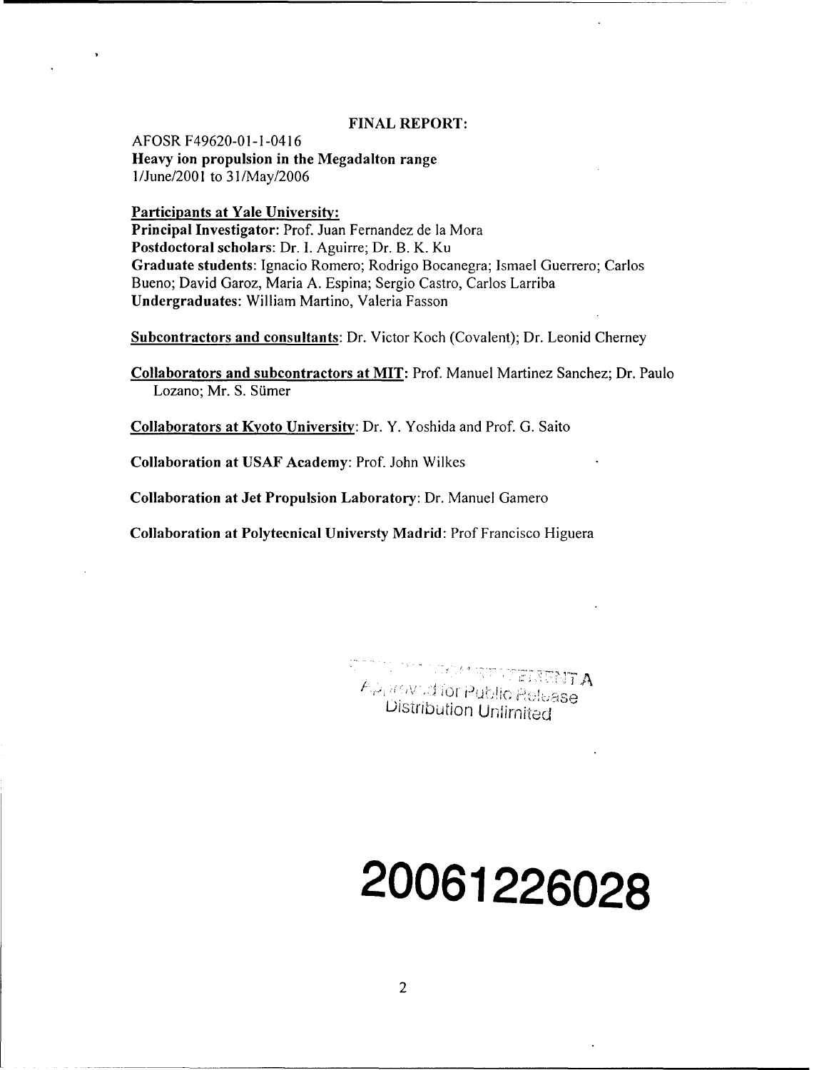**FINAL REPORT:**

AFOSR F49620-01-1-0416
**Heavy ion propulsion in the Megadalton range**
1/June/2001 to 31/May/2006

**Participants at Yale University:**
**Principal Investigator**: Prof. Juan Fernandez de la Mora
**Postdoctoral scholars**: Dr. I. Aguirre; Dr. B. K. Ku
**Graduate students**: Ignacio Romero; Rodrigo Bocanegra; Ismael Guerrero; Carlos Bueno; David Garoz, Maria A. Espina; Sergio Castro, Carlos Larriba
**Undergraduates**: William Martino, Valeria Fasson

**Subcontractors and consultants**: Dr. Victor Koch (Covalent); Dr. Leonid Cherney

**Collaborators and subcontractors at MIT**: Prof. Manuel Martinez Sanchez; Dr. Paulo Lozano; Mr. S. Sümer

**Collaborators at Kyoto University**: Dr. Y. Yoshida and Prof. G. Saito

**Collaboration at USAF Academy**: Prof. John Wilkes

**Collaboration at Jet Propulsion Laboratory**: Dr. Manuel Gamero

**Collaboration at Polytecnical Universty Madrid**: Prof Francisco Higuera

DISTRIBUTION STATEMENT A
Approved for Public Release
Distribution Unlimited

**20061226028**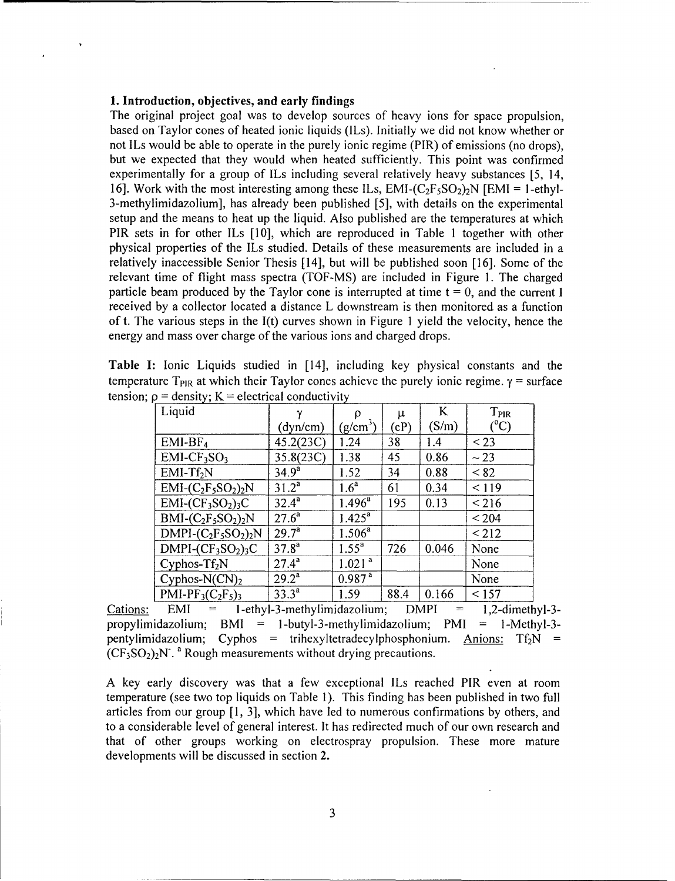## 1. Introduction, objectives, and early findings

The original project goal was to develop sources of heavy ions for space propulsion, based on Taylor cones of heated ionic liquids (ILs). Initially we did not know whether or not ILs would be able to operate in the purely ionic regime (PIR) of emissions (no drops), but we expected that they would when heated sufficiently. This point was confirmed experimentally for a group of ILs including several relatively heavy substances [5, 14, 16]. Work with the most interesting among these ILs, EMI-$(C_2F_5SO_2)_2N$ [EMI = 1-ethyl-3-methylimidazolium], has already been published [5], with details on the experimental setup and the means to heat up the liquid. Also published are the temperatures at which PIR sets in for other ILs [10], which are reproduced in Table 1 together with other physical properties of the ILs studied. Details of these measurements are included in a relatively inaccessible Senior Thesis [14], but will be published soon [16]. Some of the relevant time of flight mass spectra (TOF-MS) are included in Figure 1. The charged particle beam produced by the Taylor cone is interrupted at time t = 0, and the current I received by a collector located a distance L downstream is then monitored as a function of t. The various steps in the I(t) curves shown in Figure 1 yield the velocity, hence the energy and mass over charge of the various ions and charged drops.

**Table I:** Ionic Liquids studied in [14], including key physical constants and the temperature $T_{PIR}$ at which their Taylor cones achieve the purely ionic regime. $\gamma$ = surface tension; $\rho$ = density; K = electrical conductivity

| Liquid | $\gamma$ (dyn/cm) | $\rho$ (g/cm$^3$) | $\mu$ (cP) | K (S/m) | $T_{PIR}$ (°C) |
|---|---|---|---|---|---|
| EMI-$BF_4$ | 45.2(23C) | 1.24 | 38 | 1.4 | < 23 |
| EMI-$CF_3SO_3$ | 35.8(23C) | 1.38 | 45 | 0.86 | ~ 23 |
| EMI-$Tf_2N$ | 34.9[a] | 1.52 | 34 | 0.88 | < 82 |
| EMI-$(C_2F_5SO_2)_2N$ | 31.2[a] | 1.6[a] | 61 | 0.34 | < 119 |
| EMI-$(CF_3SO_2)_3C$ | 32.4[a] | 1.496[a] | 195 | 0.13 | < 216 |
| BMI-$(C_2F_5SO_2)_2N$ | 27.6[a] | 1.425[a] | | | < 204 |
| DMPI-$(C_2F_5SO_2)_2N$ | 29.7[a] | 1.506[a] | | | < 212 |
| DMPI-$(CF_3SO_2)_3C$ | 37.8[a] | 1.55[a] | 726 | 0.046 | None |
| Cyphos-$Tf_2N$ | 27.4[a] | 1.021[a] | | | None |
| Cyphos-$N(CN)_2$ | 29.2[a] | 0.987[a] | | | None |
| PMI-$PF_3(C_2F_5)_3$ | 33.3[a] | 1.59 | 88.4 | 0.166 | < 157 |

Cations: EMI = 1-ethyl-3-methylimidazolium; DMPI = 1,2-dimethyl-3-propylimidazolium; BMI = 1-butyl-3-methylimidazolium; PMI = 1-Methyl-3-pentylimidazolium; Cyphos = trihexyltetradecylphosphonium. Anions: $Tf_2N$ = $(CF_3SO_2)_2N^-$. [a] Rough measurements without drying precautions.

A key early discovery was that a few exceptional ILs reached PIR even at room temperature (see two top liquids on Table 1). This finding has been published in two full articles from our group [1, 3], which have led to numerous confirmations by others, and to a considerable level of general interest. It has redirected much of our own research and that of other groups working on electrospray propulsion. These more mature developments will be discussed in section **2.**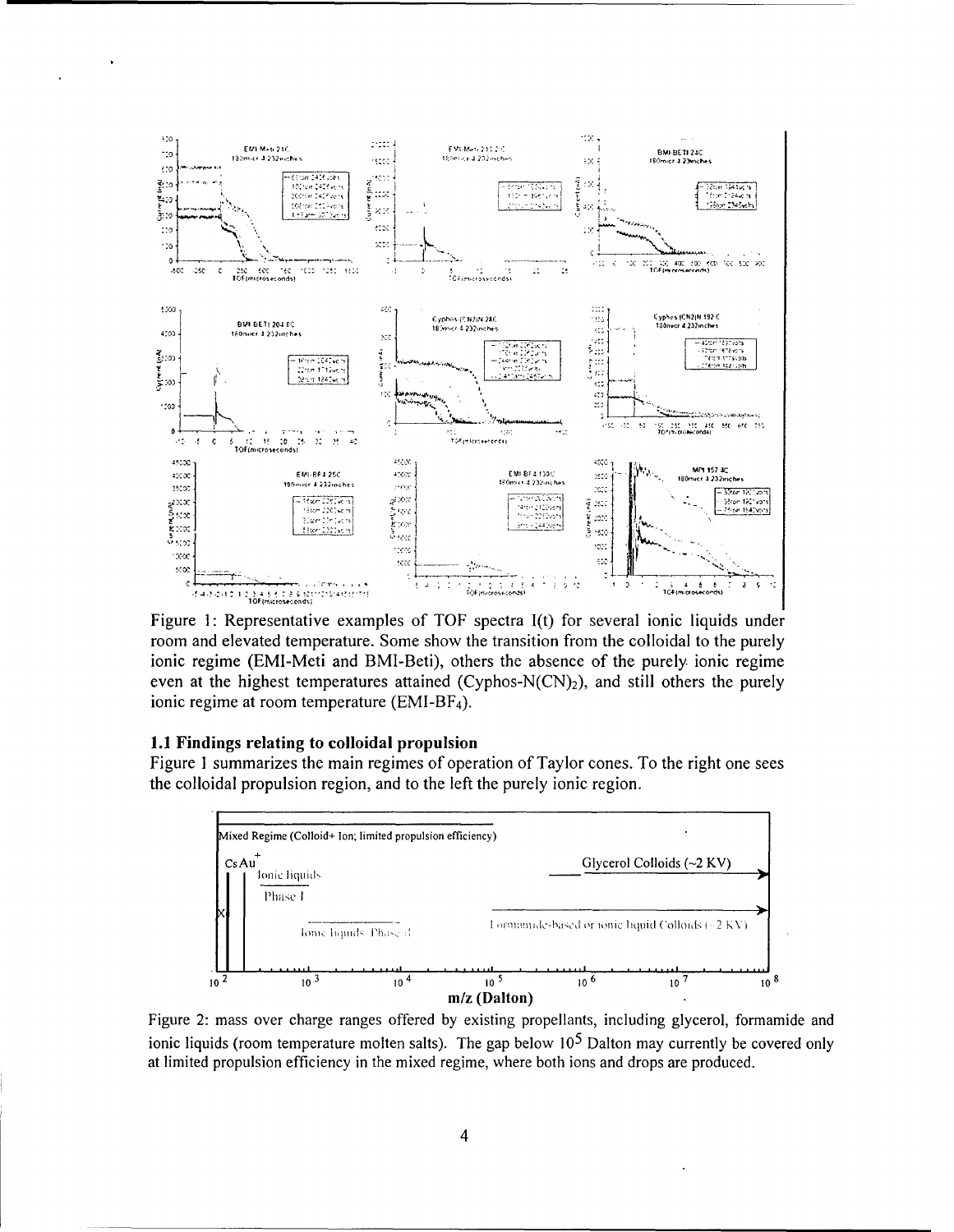Figure 1: Representative examples of TOF spectra I(t) for several ionic liquids under room and elevated temperature. Some show the transition from the colloidal to the purely ionic regime (EMI-Meti and BMI-Beti), others the absence of the purely ionic regime even at the highest temperatures attained (Cyphos-$N(CN)_2$), and still others the purely ionic regime at room temperature (EMI-$BF_4$).

### 1.1 Findings relating to colloidal propulsion

Figure 1 summarizes the main regimes of operation of Taylor cones. To the right one sees the colloidal propulsion region, and to the left the purely ionic region.

Figure 2: mass over charge ranges offered by existing propellants, including glycerol, formamide and ionic liquids (room temperature molten salts). The gap below $10^5$ Dalton may currently be covered only at limited propulsion efficiency in the mixed regime, where both ions and drops are produced.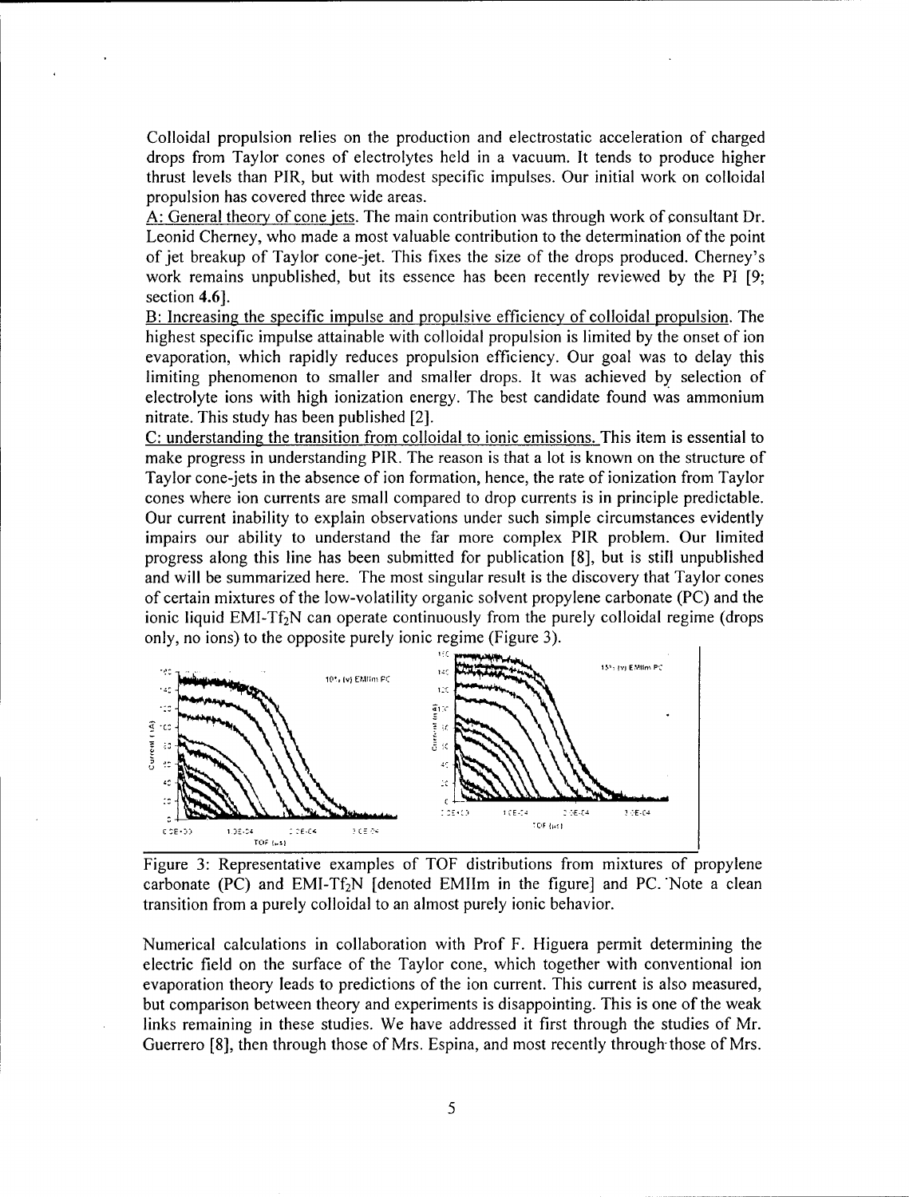Colloidal propulsion relies on the production and electrostatic acceleration of charged drops from Taylor cones of electrolytes held in a vacuum. It tends to produce higher thrust levels than PIR, but with modest specific impulses. Our initial work on colloidal propulsion has covered three wide areas.

A: General theory of cone jets. The main contribution was through work of consultant Dr. Leonid Cherney, who made a most valuable contribution to the determination of the point of jet breakup of Taylor cone-jet. This fixes the size of the drops produced. Cherney's work remains unpublished, but its essence has been recently reviewed by the PI [9; section **4.6**].

B: Increasing the specific impulse and propulsive efficiency of colloidal propulsion. The highest specific impulse attainable with colloidal propulsion is limited by the onset of ion evaporation, which rapidly reduces propulsion efficiency. Our goal was to delay this limiting phenomenon to smaller and smaller drops. It was achieved by selection of electrolyte ions with high ionization energy. The best candidate found was ammonium nitrate. This study has been published [2].

C: understanding the transition from colloidal to ionic emissions. This item is essential to make progress in understanding PIR. The reason is that a lot is known on the structure of Taylor cone-jets in the absence of ion formation, hence, the rate of ionization from Taylor cones where ion currents are small compared to drop currents is in principle predictable. Our current inability to explain observations under such simple circumstances evidently impairs our ability to understand the far more complex PIR problem. Our limited progress along this line has been submitted for publication [8], but is still unpublished and will be summarized here. The most singular result is the discovery that Taylor cones of certain mixtures of the low-volatility organic solvent propylene carbonate (PC) and the ionic liquid EMI-$Tf_2N$ can operate continuously from the purely colloidal regime (drops only, no ions) to the opposite purely ionic regime (Figure 3).

Figure 3: Representative examples of TOF distributions from mixtures of propylene carbonate (PC) and EMI-$Tf_2N$ [denoted EMIIm in the figure] and PC. Note a clean transition from a purely colloidal to an almost purely ionic behavior.

Numerical calculations in collaboration with Prof F. Higuera permit determining the electric field on the surface of the Taylor cone, which together with conventional ion evaporation theory leads to predictions of the ion current. This current is also measured, but comparison between theory and experiments is disappointing. This is one of the weak links remaining in these studies. We have addressed it first through the studies of Mr. Guerrero [8], then through those of Mrs. Espina, and most recently through those of Mrs.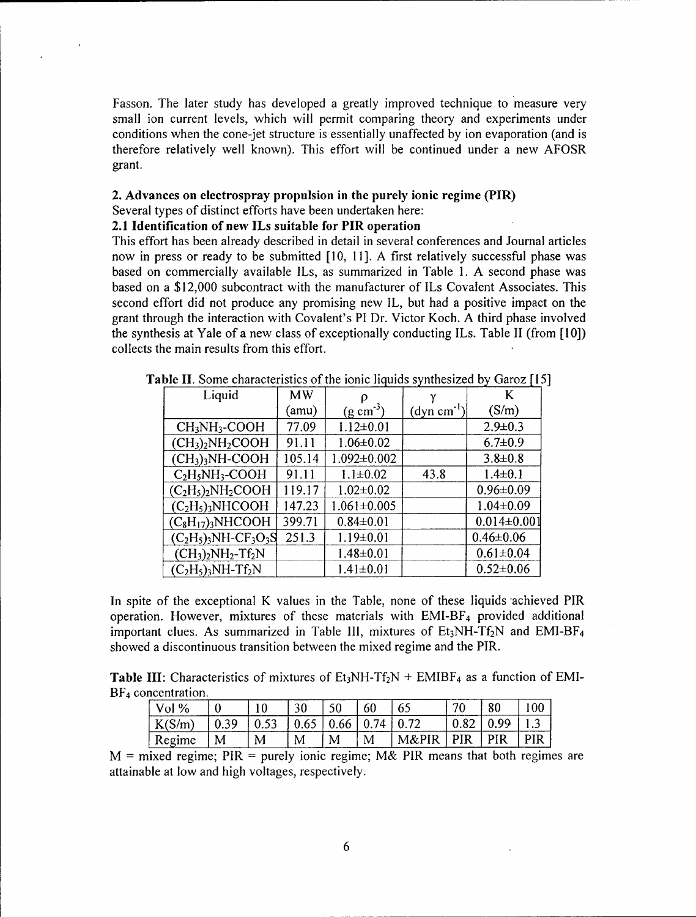Fasson. The later study has developed a greatly improved technique to measure very small ion current levels, which will permit comparing theory and experiments under conditions when the cone-jet structure is essentially unaffected by ion evaporation (and is therefore relatively well known). This effort will be continued under a new AFOSR grant.

## 2. Advances on electrospray propulsion in the purely ionic regime (PIR)

Several types of distinct efforts have been undertaken here:

### 2.1 Identification of new ILs suitable for PIR operation

This effort has been already described in detail in several conferences and Journal articles now in press or ready to be submitted [10, 11]. A first relatively successful phase was based on commercially available ILs, as summarized in Table 1. A second phase was based on a $12,000 subcontract with the manufacturer of ILs Covalent Associates. This second effort did not produce any promising new IL, but had a positive impact on the grant through the interaction with Covalent's PI Dr. Victor Koch. A third phase involved the synthesis at Yale of a new class of exceptionally conducting ILs. Table II (from [10]) collects the main results from this effort.

**Table II**. Some characteristics of the ionic liquids synthesized by Garoz [15]

| Liquid | MW (amu) | $\rho$ ($g\ cm^{-3}$) | $\gamma$ ($dyn\ cm^{-1}$) | K (S/m) |
|---|---|---|---|---|
| $CH_3NH_3$-COOH | 77.09 | 1.12±0.01 | | 2.9±0.3 |
| $(CH_3)_2NH_2COOH$ | 91.11 | 1.06±0.02 | | 6.7±0.9 |
| $(CH_3)_3NH$-COOH | 105.14 | 1.092±0.002 | | 3.8±0.8 |
| $C_2H_5NH_3$-COOH | 91.11 | 1.1±0.02 | 43.8 | 1.4±0.1 |
| $(C_2H_5)_2NH_2COOH$ | 119.17 | 1.02±0.02 | | 0.96±0.09 |
| $(C_2H_5)_3NHCOOH$ | 147.23 | 1.061±0.005 | | 1.04±0.09 |
| $(C_8H_{17})_3NHCOOH$ | 399.71 | 0.84±0.01 | | 0.014±0.001 |
| $(C_2H_5)_3NH$-$CF_3O_3S$ | 251.3 | 1.19±0.01 | | 0.46±0.06 |
| $(CH_3)_2NH_2$-$Tf_2N$ | | 1.48±0.01 | | 0.61±0.04 |
| $(C_2H_5)_3NH$-$Tf_2N$ | | 1.41±0.01 | | 0.52±0.06 |

In spite of the exceptional K values in the Table, none of these liquids achieved PIR operation. However, mixtures of these materials with EMI-$BF_4$ provided additional important clues. As summarized in Table III, mixtures of $Et_3NH$-$Tf_2N$ and EMI-$BF_4$ showed a discontinuous transition between the mixed regime and the PIR.

**Table III**: Characteristics of mixtures of $Et_3NH$-$Tf_2N$ + EMI$BF_4$ as a function of EMI-$BF_4$ concentration.

| Vol % | 0 | 10 | 30 | 50 | 60 | 65 | 70 | 80 | 100 |
|---|---|---|---|---|---|---|---|---|---|
| K(S/m) | 0.39 | 0.53 | 0.65 | 0.66 | 0.74 | 0.72 | 0.82 | 0.99 | 1.3 |
| Regime | M | M | M | M | M | M&PIR | PIR | PIR | PIR |

M = mixed regime; PIR = purely ionic regime; M& PIR means that both regimes are attainable at low and high voltages, respectively.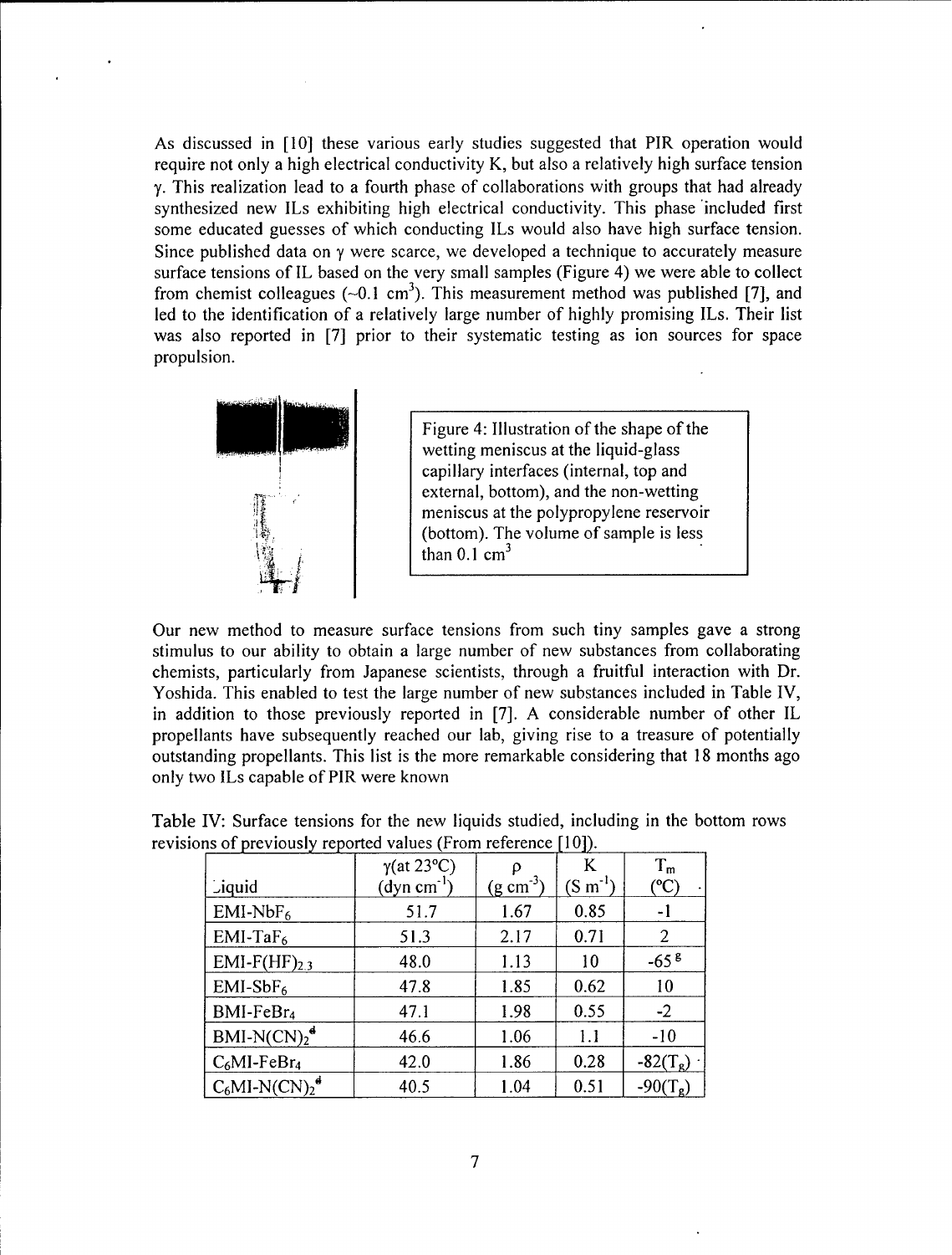As discussed in [10] these various early studies suggested that PIR operation would require not only a high electrical conductivity K, but also a relatively high surface tension $\gamma$. This realization lead to a fourth phase of collaborations with groups that had already synthesized new ILs exhibiting high electrical conductivity. This phase included first some educated guesses of which conducting ILs would also have high surface tension. Since published data on $\gamma$ were scarce, we developed a technique to accurately measure surface tensions of IL based on the very small samples (Figure 4) we were able to collect from chemist colleagues (~0.1 cm$^3$). This measurement method was published [7], and led to the identification of a relatively large number of highly promising ILs. Their list was also reported in [7] prior to their systematic testing as ion sources for space propulsion.

Figure 4: Illustration of the shape of the wetting meniscus at the liquid-glass capillary interfaces (internal, top and external, bottom), and the non-wetting meniscus at the polypropylene reservoir (bottom). The volume of sample is less than 0.1 cm$^3$

Our new method to measure surface tensions from such tiny samples gave a strong stimulus to our ability to obtain a large number of new substances from collaborating chemists, particularly from Japanese scientists, through a fruitful interaction with Dr. Yoshida. This enabled to test the large number of new substances included in Table IV, in addition to those previously reported in [7]. A considerable number of other IL propellants have subsequently reached our lab, giving rise to a treasure of potentially outstanding propellants. This list is the more remarkable considering that 18 months ago only two ILs capable of PIR were known

Table IV: Surface tensions for the new liquids studied, including in the bottom rows revisions of previously reported values (From reference [10]).

| Liquid | $\gamma$(at 23°C) (dyn cm$^{-1}$) | $\rho$ (g cm$^{-3}$) | K (S m$^{-1}$) | $T_m$ (°C) |
|---|---|---|---|---|
| EMI-$NbF_6$ | 51.7 | 1.67 | 0.85 | -1 |
| EMI-$TaF_6$ | 51.3 | 2.17 | 0.71 | 2 |
| EMI-$F(HF)_{2.3}$ | 48.0 | 1.13 | 10 | -65 [g] |
| EMI-$SbF_6$ | 47.8 | 1.85 | 0.62 | 10 |
| BMI-$FeBr_4$ | 47.1 | 1.98 | 0.55 | -2 |
| BMI-$N(CN)_2$ [d] | 46.6 | 1.06 | 1.1 | -10 |
| $C_6$MI-$FeBr_4$ | 42.0 | 1.86 | 0.28 | -82($T_g$) |
| $C_6$MI-$N(CN)_2$ [d] | 40.5 | 1.04 | 0.51 | -90($T_g$) |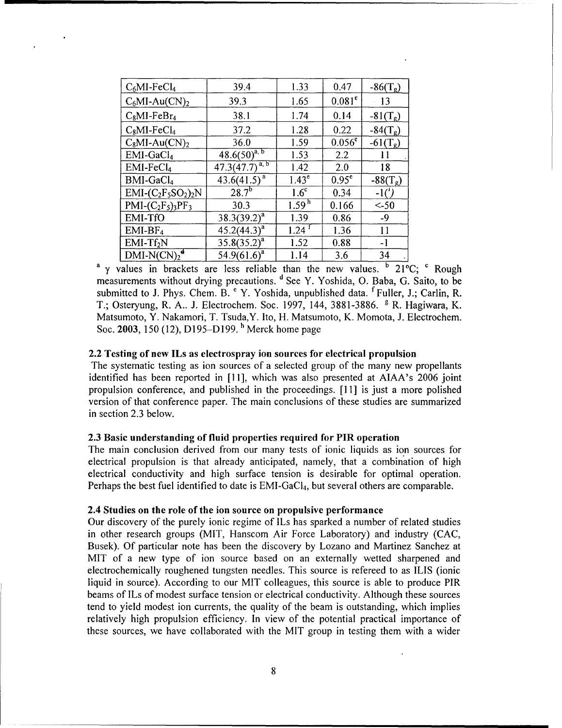| $C_6MI-FeCl_4$ | 39.4 | 1.33 | 0.47 | -86($T_g$) |
|---|---|---|---|---|
| $C_6MI-Au(CN)_2$ | 39.3 | 1.65 | 0.081[e] | 13 |
| $C_8MI-FeBr_4$ | 38.1 | 1.74 | 0.14 | -81($T_g$) |
| $C_8MI-FeCl_4$ | 37.2 | 1.28 | 0.22 | -84($T_g$) |
| $C_8MI-Au(CN)_2$ | 36.0 | 1.59 | 0.056[e] | -61($T_g$) |
| $EMI-GaCl_4$ | 48.6(50)[a, b] | 1.53 | 2.2 | 11 |
| $EMI-FeCl_4$ | 47.3(47.7)[a, b] | 1.42 | 2.0 | 18 |
| $BMI-GaCl_4$ | 43.6(41.5)[a] | 1.43[e] | 0.95[e] | -88($T_g$) |
| $EMI-(C_2F_5SO_2)_2N$ | 28.7[b] | 1.6[c] | 0.34 | -1([f]) |
| $PMI-(C_2F_5)_3PF_3$ | 30.3 | 1.59[h] | 0.166 | <-50 |
| EMI-TfO | 38.3(39.2)[a] | 1.39 | 0.86 | -9 |
| $EMI-BF_4$ | 45.2(44.3)[a] | 1.24[f] | 1.36 | 11 |
| $EMI-Tf_2N$ | 35.8(35.2)[a] | 1.52 | 0.88 | -1 |
| $DMI-N(CN)_2$[d] | 54.9(61.6)[a] | 1.14 | 3.6 | 34 |

[a] $\gamma$ values in brackets are less reliable than the new values. [b] 21°C; [c] Rough measurements without drying precautions. [d] See Y. Yoshida, O. Baba, G. Saito, to be submitted to J. Phys. Chem. B. [e] Y. Yoshida, unpublished data. [f] Fuller, J.; Carlin, R. T.; Osteryung, R. A.. J. Electrochem. Soc. 1997, 144, 3881-3886. [g] R. Hagiwara, K. Matsumoto, Y. Nakamori, T. Tsuda,Y. Ito, H. Matsumoto, K. Momota, J. Electrochem. Soc. **2003**, 150 (12), D195–D199. [h] Merck home page

### 2.2 Testing of new ILs as electrospray ion sources for electrical propulsion

The systematic testing as ion sources of a selected group of the many new propellants identified has been reported in [11], which was also presented at AIAA's 2006 joint propulsion conference, and published in the proceedings. [11] is just a more polished version of that conference paper. The main conclusions of these studies are summarized in section 2.3 below.

### 2.3 Basic understanding of fluid properties required for PIR operation

The main conclusion derived from our many tests of ionic liquids as ion sources for electrical propulsion is that already anticipated, namely, that a combination of high electrical conductivity and high surface tension is desirable for optimal operation. Perhaps the best fuel identified to date is $EMI-GaCl_4$, but several others are comparable.

### 2.4 Studies on the role of the ion source on propulsive performance

Our discovery of the purely ionic regime of ILs has sparked a number of related studies in other research groups (MIT, Hanscom Air Force Laboratory) and industry (CAC, Busek). Of particular note has been the discovery by Lozano and Martinez Sanchez at MIT of a new type of ion source based on an externally wetted sharpened and electrochemically roughened tungsten needles. This source is refereed to as ILIS (ionic liquid in source). According to our MIT colleagues, this source is able to produce PIR beams of ILs of modest surface tension or electrical conductivity. Although these sources tend to yield modest ion currents, the quality of the beam is outstanding, which implies relatively high propulsion efficiency. In view of the potential practical importance of these sources, we have collaborated with the MIT group in testing them with a wider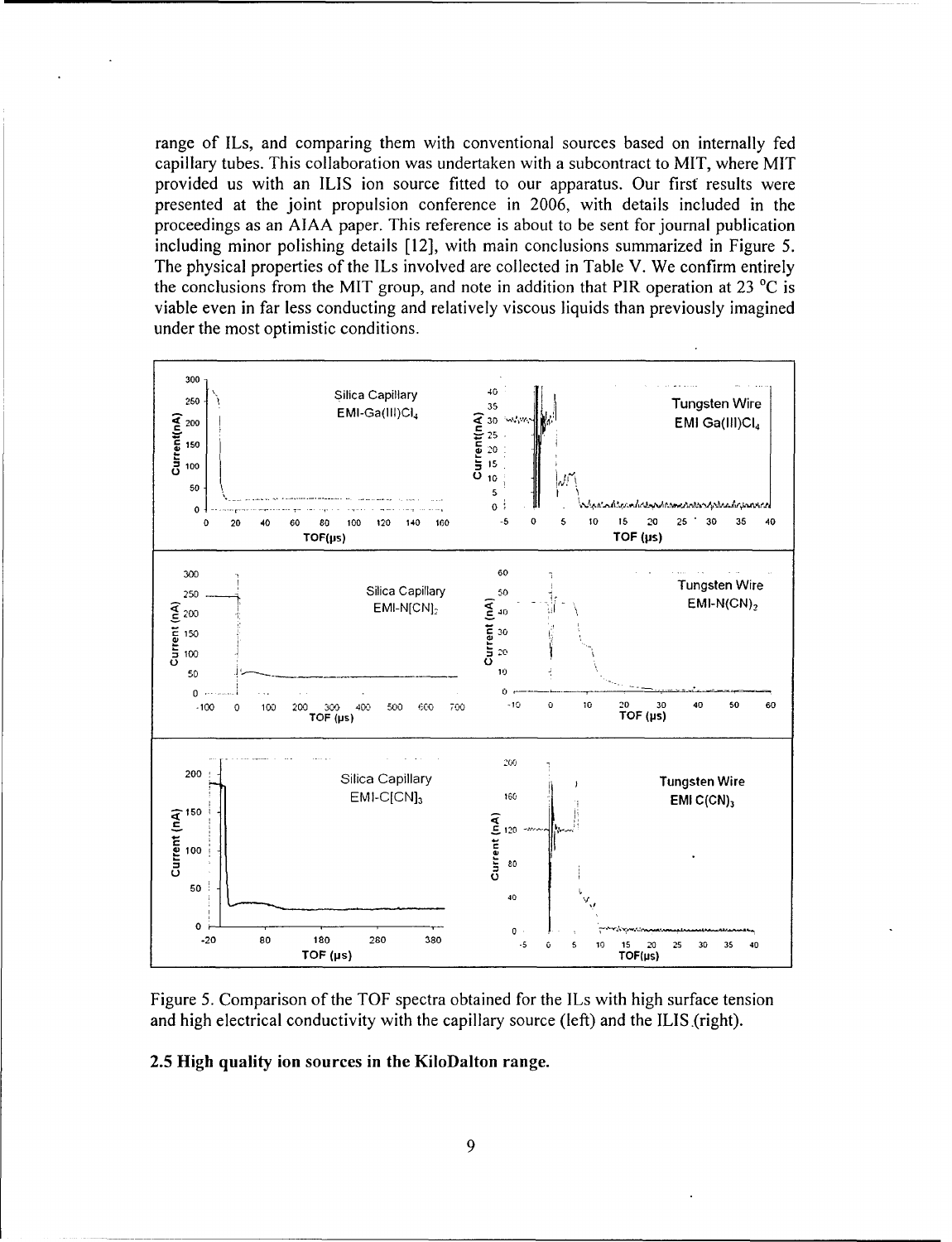range of ILs, and comparing them with conventional sources based on internally fed capillary tubes. This collaboration was undertaken with a subcontract to MIT, where MIT provided us with an ILIS ion source fitted to our apparatus. Our first results were presented at the joint propulsion conference in 2006, with details included in the proceedings as an AIAA paper. This reference is about to be sent for journal publication including minor polishing details [12], with main conclusions summarized in Figure 5. The physical properties of the ILs involved are collected in Table V. We confirm entirely the conclusions from the MIT group, and note in addition that PIR operation at 23 °C is viable even in far less conducting and relatively viscous liquids than previously imagined under the most optimistic conditions.

Figure 5. Comparison of the TOF spectra obtained for the ILs with high surface tension and high electrical conductivity with the capillary source (left) and the ILIS (right).

### 2.5 High quality ion sources in the KiloDalton range.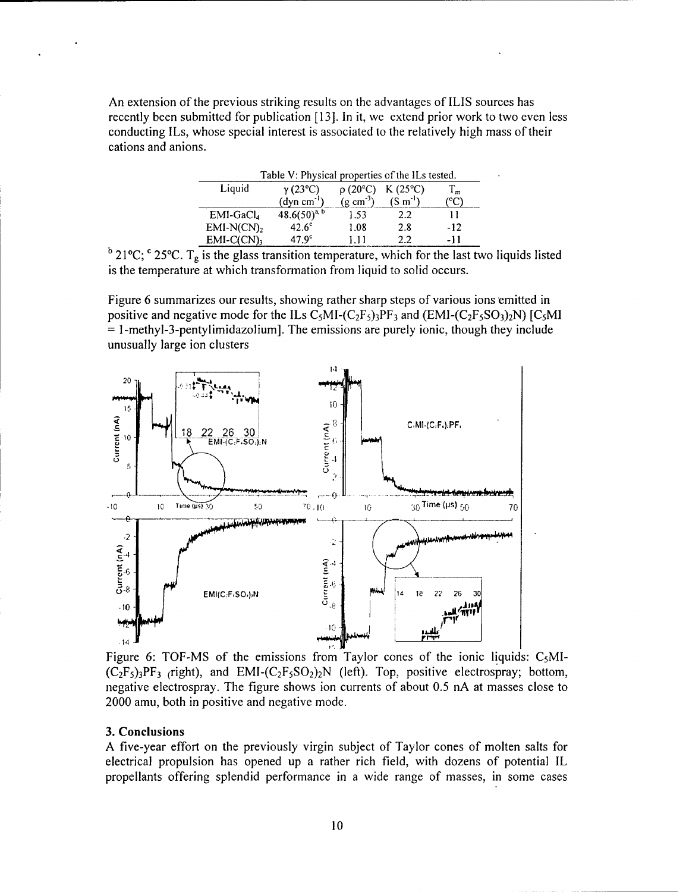An extension of the previous striking results on the advantages of ILIS sources has recently been submitted for publication [13]. In it, we extend prior work to two even less conducting ILs, whose special interest is associated to the relatively high mass of their cations and anions.

Table V: Physical properties of the ILs tested.

| Liquid | $\gamma$ (23°C) (dyn cm$^{-1}$) | $\rho$ (20°C) (g cm$^{-3}$) | K (25°C) (S m$^{-1}$) | $T_m$ (°C) |
|---|---|---|---|---|
| EMI-$GaCl_4$ | 48.6(50)[a, b] | 1.53 | 2.2 | 11 |
| EMI-$N(CN)_2$ | 42.6[c] | 1.08 | 2.8 | -12 |
| EMI-$C(CN)_3$ | 47.9[c] | 1.11 | 2.2 | -11 |

[b] 21°C; [c] 25°C. $T_g$ is the glass transition temperature, which for the last two liquids listed is the temperature at which transformation from liquid to solid occurs.

Figure 6 summarizes our results, showing rather sharp steps of various ions emitted in positive and negative mode for the ILs $C_5MI$-$(C_2F_5)_3PF_3$ and (EMI-$(C_2F_5SO_3)_2N$) [$C_5MI$ = 1-methyl-3-pentylimidazolium]. The emissions are purely ionic, though they include unusually large ion clusters

Figure 6: TOF-MS of the emissions from Taylor cones of the ionic liquids: $C_5MI$-$(C_2F_5)_3PF_3$ (right), and EMI-$(C_2F_5SO_2)_2N$ (left). Top, positive electrospray; bottom, negative electrospray. The figure shows ion currents of about 0.5 nA at masses close to 2000 amu, both in positive and negative mode.

## 3. Conclusions

A five-year effort on the previously virgin subject of Taylor cones of molten salts for electrical propulsion has opened up a rather rich field, with dozens of potential IL propellants offering splendid performance in a wide range of masses, in some cases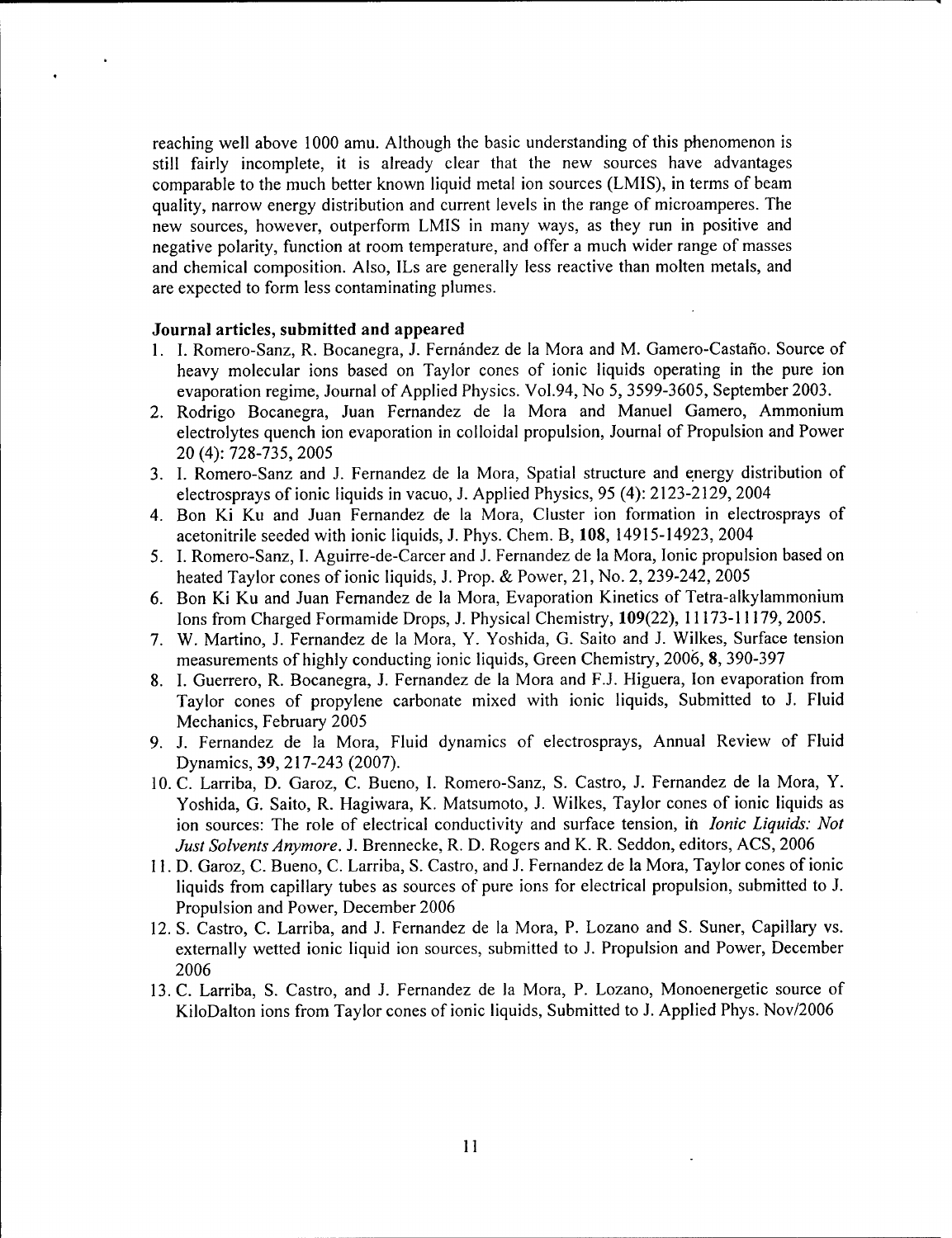reaching well above 1000 amu. Although the basic understanding of this phenomenon is still fairly incomplete, it is already clear that the new sources have advantages comparable to the much better known liquid metal ion sources (LMIS), in terms of beam quality, narrow energy distribution and current levels in the range of microamperes. The new sources, however, outperform LMIS in many ways, as they run in positive and negative polarity, function at room temperature, and offer a much wider range of masses and chemical composition. Also, ILs are generally less reactive than molten metals, and are expected to form less contaminating plumes.

**Journal articles, submitted and appeared**

1. I. Romero-Sanz, R. Bocanegra, J. Fernández de la Mora and M. Gamero-Castaño. Source of heavy molecular ions based on Taylor cones of ionic liquids operating in the pure ion evaporation regime, Journal of Applied Physics. Vol.94, No 5, 3599-3605, September 2003.
2. Rodrigo Bocanegra, Juan Fernandez de la Mora and Manuel Gamero, Ammonium electrolytes quench ion evaporation in colloidal propulsion, Journal of Propulsion and Power 20 (4): 728-735, 2005
3. I. Romero-Sanz and J. Fernandez de la Mora, Spatial structure and energy distribution of electrosprays of ionic liquids in vacuo, J. Applied Physics, 95 (4): 2123-2129, 2004
4. Bon Ki Ku and Juan Fernandez de la Mora, Cluster ion formation in electrosprays of acetonitrile seeded with ionic liquids, J. Phys. Chem. B, **108**, 14915-14923, 2004
5. I. Romero-Sanz, I. Aguirre-de-Carcer and J. Fernandez de la Mora, Ionic propulsion based on heated Taylor cones of ionic liquids, J. Prop. & Power, 21, No. 2, 239-242, 2005
6. Bon Ki Ku and Juan Fernandez de la Mora, Evaporation Kinetics of Tetra-alkylammonium Ions from Charged Formamide Drops, J. Physical Chemistry, **109**(22), 11173-11179, 2005.
7. W. Martino, J. Fernandez de la Mora, Y. Yoshida, G. Saito and J. Wilkes, Surface tension measurements of highly conducting ionic liquids, Green Chemistry, 2006, **8**, 390-397
8. I. Guerrero, R. Bocanegra, J. Fernandez de la Mora and F.J. Higuera, Ion evaporation from Taylor cones of propylene carbonate mixed with ionic liquids, Submitted to J. Fluid Mechanics, February 2005
9. J. Fernandez de la Mora, Fluid dynamics of electrosprays, Annual Review of Fluid Dynamics, **39**, 217-243 (2007).
10. C. Larriba, D. Garoz, C. Bueno, I. Romero-Sanz, S. Castro, J. Fernandez de la Mora, Y. Yoshida, G. Saito, R. Hagiwara, K. Matsumoto, J. Wilkes, Taylor cones of ionic liquids as ion sources: The role of electrical conductivity and surface tension, in *Ionic Liquids: Not Just Solvents Anymore*. J. Brennecke, R. D. Rogers and K. R. Seddon, editors, ACS, 2006
11. D. Garoz, C. Bueno, C. Larriba, S. Castro, and J. Fernandez de la Mora, Taylor cones of ionic liquids from capillary tubes as sources of pure ions for electrical propulsion, submitted to J. Propulsion and Power, December 2006
12. S. Castro, C. Larriba, and J. Fernandez de la Mora, P. Lozano and S. Suner, Capillary vs. externally wetted ionic liquid ion sources, submitted to J. Propulsion and Power, December 2006
13. C. Larriba, S. Castro, and J. Fernandez de la Mora, P. Lozano, Monoenergetic source of KiloDalton ions from Taylor cones of ionic liquids, Submitted to J. Applied Phys. Nov/2006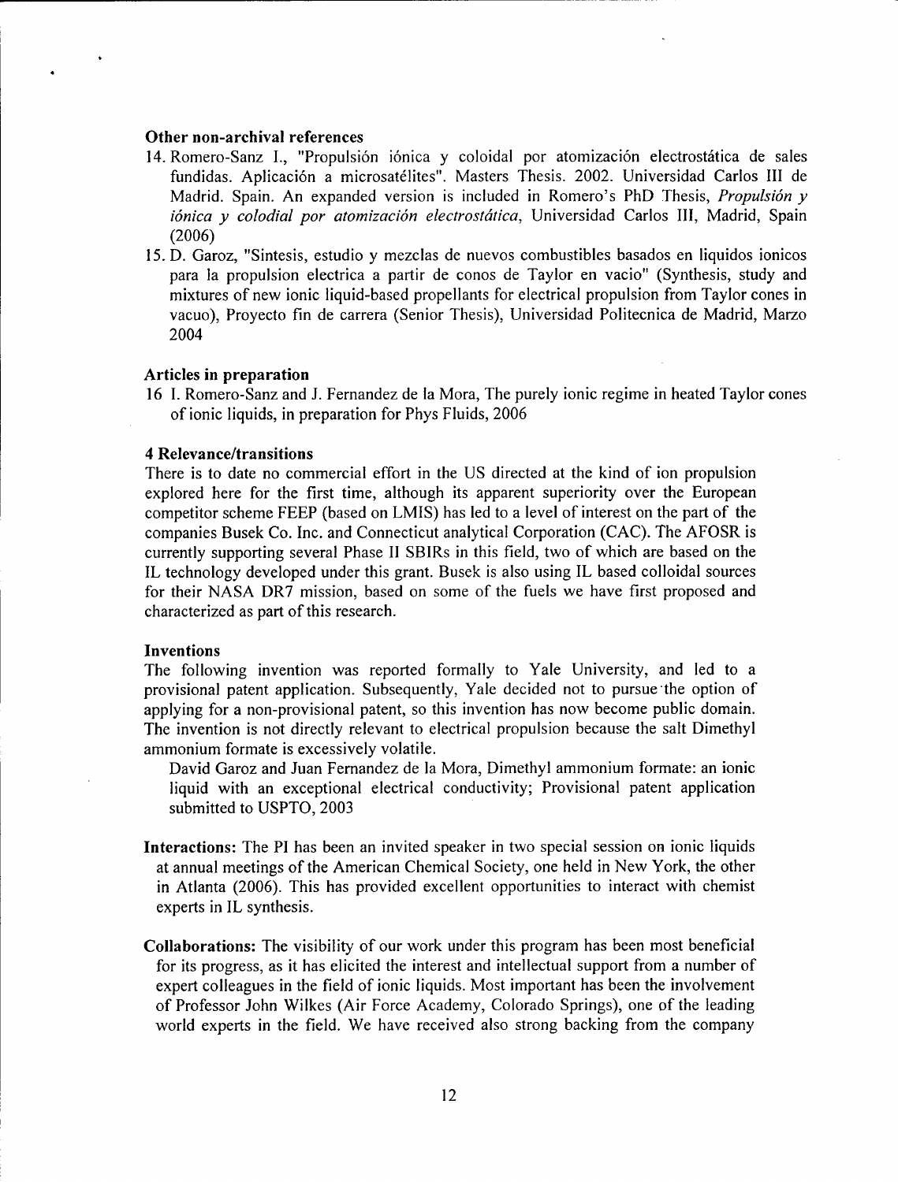### Other non-archival references

14. Romero-Sanz I., "Propulsión iónica y coloidal por atomización electrostática de sales fundidas. Aplicación a microsatélites". Masters Thesis. 2002. Universidad Carlos III de Madrid. Spain. An expanded version is included in Romero's PhD Thesis, *Propulsión y iónica y colodial por atomización electrostática*, Universidad Carlos III, Madrid, Spain (2006)
15. D. Garoz, "Sintesis, estudio y mezclas de nuevos combustibles basados en liquidos ionicos para la propulsion electrica a partir de conos de Taylor en vacio" (Synthesis, study and mixtures of new ionic liquid-based propellants for electrical propulsion from Taylor cones in vacuo), Proyecto fin de carrera (Senior Thesis), Universidad Politecnica de Madrid, Marzo 2004

### Articles in preparation

16 I. Romero-Sanz and J. Fernandez de la Mora, The purely ionic regime in heated Taylor cones of ionic liquids, in preparation for Phys Fluids, 2006

## 4 Relevance/transitions

There is to date no commercial effort in the US directed at the kind of ion propulsion explored here for the first time, although its apparent superiority over the European competitor scheme FEEP (based on LMIS) has led to a level of interest on the part of the companies Busek Co. Inc. and Connecticut analytical Corporation (CAC). The AFOSR is currently supporting several Phase II SBIRs in this field, two of which are based on the IL technology developed under this grant. Busek is also using IL based colloidal sources for their NASA DR7 mission, based on some of the fuels we have first proposed and characterized as part of this research.

### Inventions

The following invention was reported formally to Yale University, and led to a provisional patent application. Subsequently, Yale decided not to pursue the option of applying for a non-provisional patent, so this invention has now become public domain. The invention is not directly relevant to electrical propulsion because the salt Dimethyl ammonium formate is excessively volatile.

David Garoz and Juan Fernandez de la Mora, Dimethyl ammonium formate: an ionic liquid with an exceptional electrical conductivity; Provisional patent application submitted to USPTO, 2003

**Interactions:** The PI has been an invited speaker in two special session on ionic liquids at annual meetings of the American Chemical Society, one held in New York, the other in Atlanta (2006). This has provided excellent opportunities to interact with chemist experts in IL synthesis.

**Collaborations:** The visibility of our work under this program has been most beneficial for its progress, as it has elicited the interest and intellectual support from a number of expert colleagues in the field of ionic liquids. Most important has been the involvement of Professor John Wilkes (Air Force Academy, Colorado Springs), one of the leading world experts in the field. We have received also strong backing from the company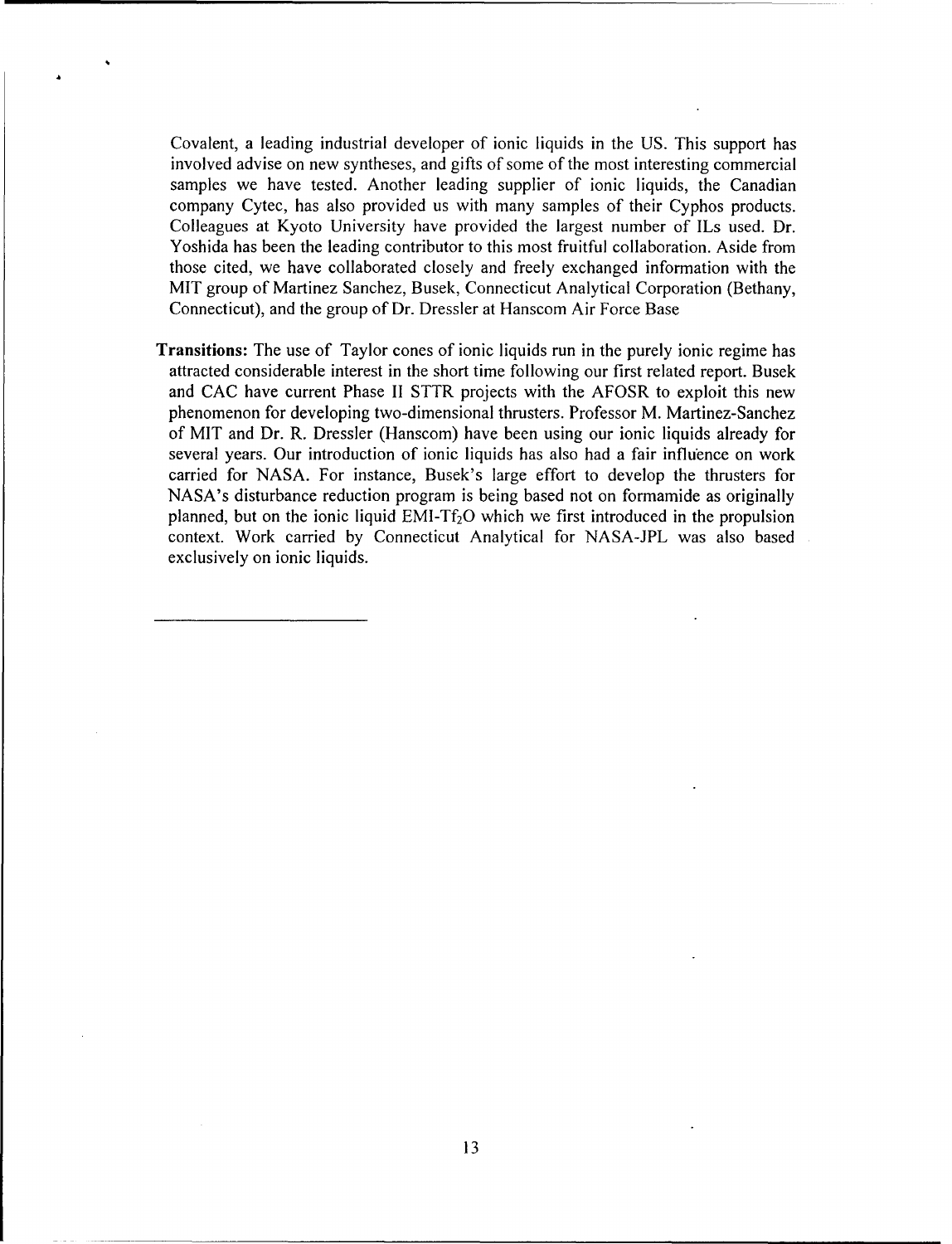Covalent, a leading industrial developer of ionic liquids in the US. This support has involved advise on new syntheses, and gifts of some of the most interesting commercial samples we have tested. Another leading supplier of ionic liquids, the Canadian company Cytec, has also provided us with many samples of their Cyphos products. Colleagues at Kyoto University have provided the largest number of ILs used. Dr. Yoshida has been the leading contributor to this most fruitful collaboration. Aside from those cited, we have collaborated closely and freely exchanged information with the MIT group of Martinez Sanchez, Busek, Connecticut Analytical Corporation (Bethany, Connecticut), and the group of Dr. Dressler at Hanscom Air Force Base

**Transitions:** The use of Taylor cones of ionic liquids run in the purely ionic regime has attracted considerable interest in the short time following our first related report. Busek and CAC have current Phase II STTR projects with the AFOSR to exploit this new phenomenon for developing two-dimensional thrusters. Professor M. Martinez-Sanchez of MIT and Dr. R. Dressler (Hanscom) have been using our ionic liquids already for several years. Our introduction of ionic liquids has also had a fair influence on work carried for NASA. For instance, Busek's large effort to develop the thrusters for NASA's disturbance reduction program is being based not on formamide as originally planned, but on the ionic liquid EMI-$Tf_2O$ which we first introduced in the propulsion context. Work carried by Connecticut Analytical for NASA-JPL was also based exclusively on ionic liquids.

---